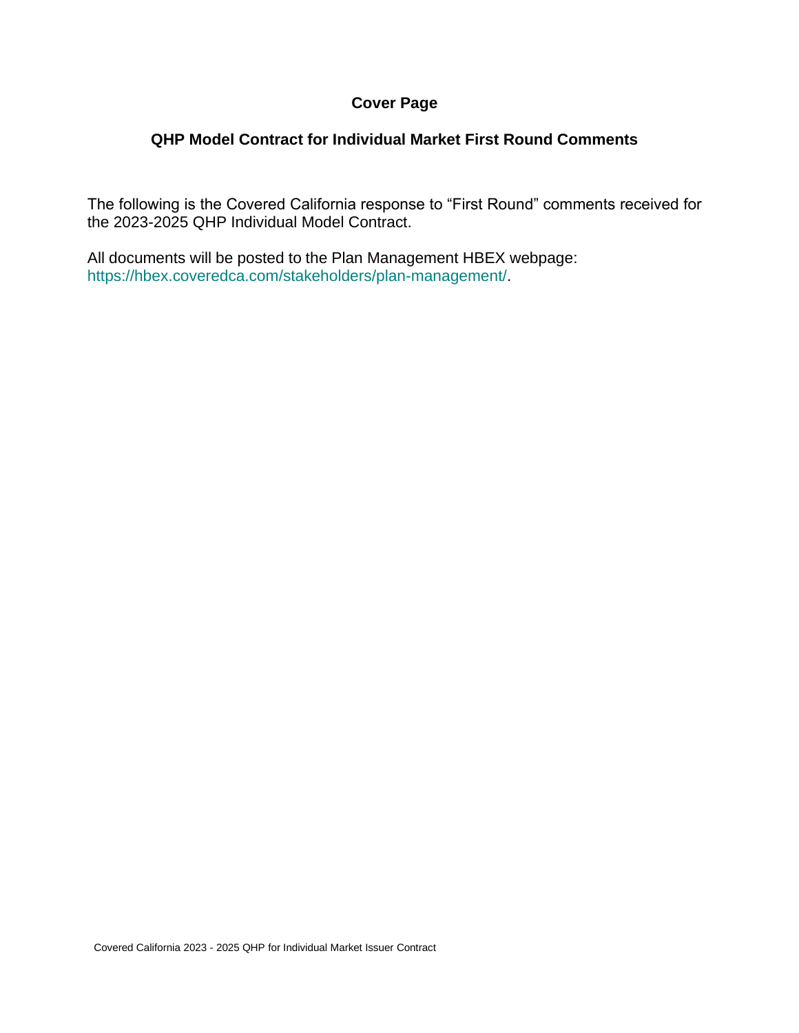# Cover Page

## QHP Model Contract for Individual Market First Round Comments

The following is the Covered California response to "First Round" comments received for the 2023-2025 QHP Individual Model Contract.

All documents will be posted to the Plan Management HBEX webpage: https://hbex.coveredca.com/stakeholders/plan-management/.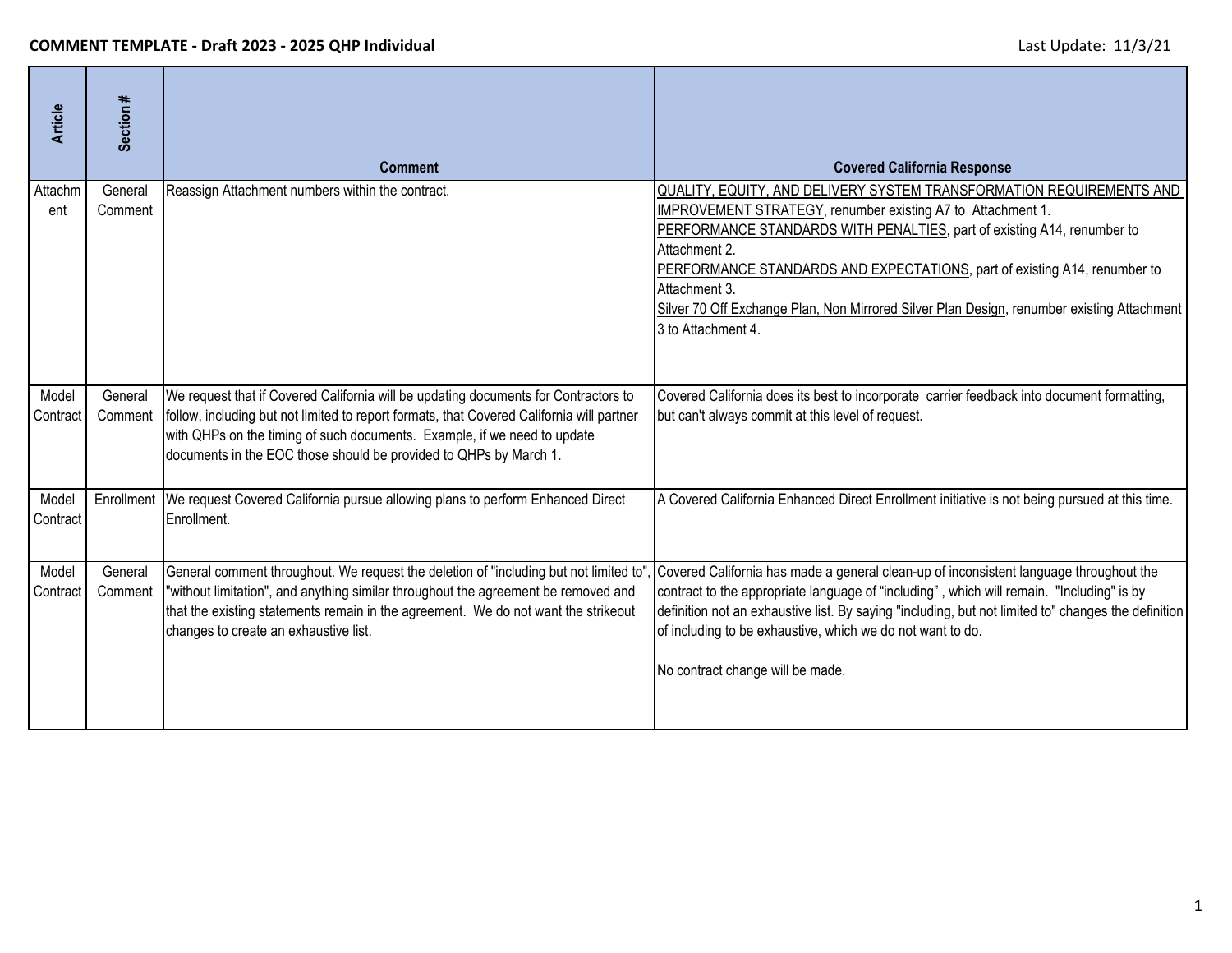**COMMENT TEMPLATE - Draft 2023 - 2025 QHP Individual**

Last Update: 11/3/21

| Article | Section # | Comment | Covered California Response |
|---|---|---|---|
| Attachment | General Comment | Reassign Attachment numbers within the contract. | QUALITY, EQUITY, AND DELIVERY SYSTEM TRANSFORMATION REQUIREMENTS AND IMPROVEMENT STRATEGY, renumber existing A7 to Attachment 1.<br>PERFORMANCE STANDARDS WITH PENALTIES, part of existing A14, renumber to Attachment 2.<br>PERFORMANCE STANDARDS AND EXPECTATIONS, part of existing A14, renumber to Attachment 3.<br>Silver 70 Off Exchange Plan, Non Mirrored Silver Plan Design, renumber existing Attachment 3 to Attachment 4. |
| Model Contract | General Comment | We request that if Covered California will be updating documents for Contractors to follow, including but not limited to report formats, that Covered California will partner with QHPs on the timing of such documents. Example, if we need to update documents in the EOC those should be provided to QHPs by March 1. | Covered California does its best to incorporate carrier feedback into document formatting, but can't always commit at this level of request. |
| Model Contract | Enrollment | We request Covered California pursue allowing plans to perform Enhanced Direct Enrollment. | A Covered California Enhanced Direct Enrollment initiative is not being pursued at this time. |
| Model Contract | General Comment | General comment throughout. We request the deletion of "including but not limited to", "without limitation", and anything similar throughout the agreement be removed and that the existing statements remain in the agreement. We do not want the strikeout changes to create an exhaustive list. | Covered California has made a general clean-up of inconsistent language throughout the contract to the appropriate language of "including" , which will remain. "Including" is by definition not an exhaustive list. By saying "including, but not limited to" changes the definition of including to be exhaustive, which we do not want to do.<br><br>No contract change will be made. |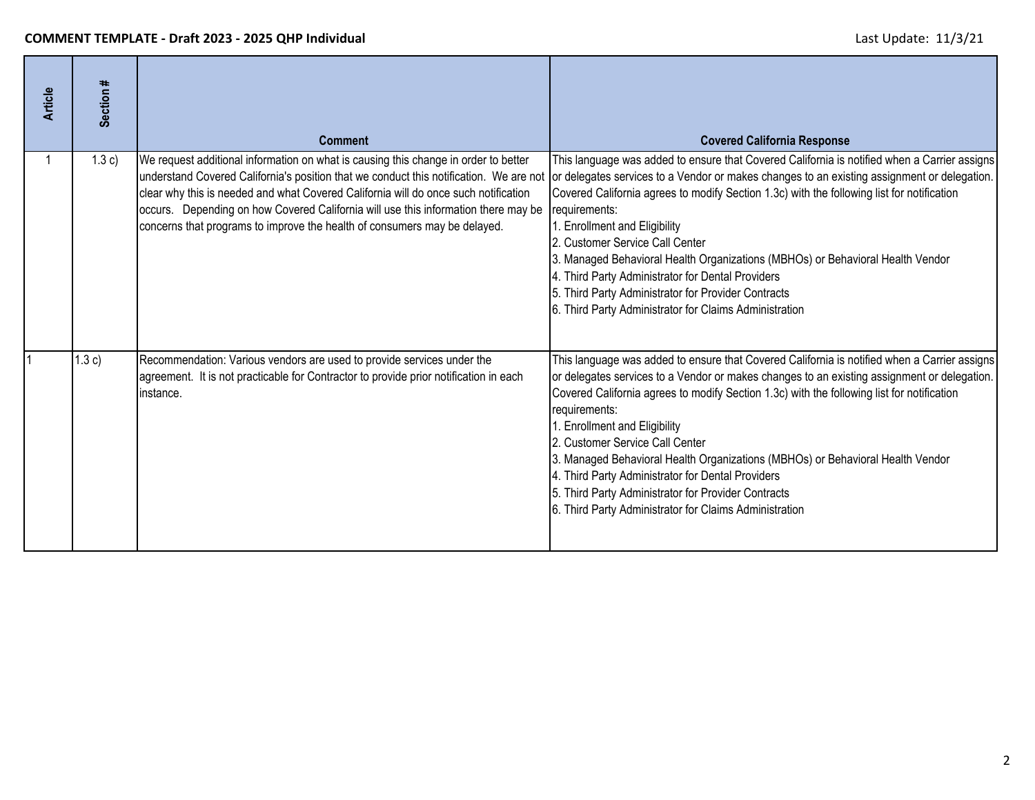| Article | Section # | Comment | Covered California Response |
| --- | --- | --- | --- |
| 1 | 1.3 c) | We request additional information on what is causing this change in order to better understand Covered California's position that we conduct this notification. We are not clear why this is needed and what Covered California will do once such notification occurs. Depending on how Covered California will use this information there may be concerns that programs to improve the health of consumers may be delayed. | This language was added to ensure that Covered California is notified when a Carrier assigns or delegates services to a Vendor or makes changes to an existing assignment or delegation. Covered California agrees to modify Section 1.3c) with the following list for notification requirements:<br>1. Enrollment and Eligibility<br>2. Customer Service Call Center<br>3. Managed Behavioral Health Organizations (MBHOs) or Behavioral Health Vendor<br>4. Third Party Administrator for Dental Providers<br>5. Third Party Administrator for Provider Contracts<br>6. Third Party Administrator for Claims Administration |
| 1 | 1.3 c) | Recommendation: Various vendors are used to provide services under the agreement. It is not practicable for Contractor to provide prior notification in each instance. | This language was added to ensure that Covered California is notified when a Carrier assigns or delegates services to a Vendor or makes changes to an existing assignment or delegation. Covered California agrees to modify Section 1.3c) with the following list for notification requirements:<br>1. Enrollment and Eligibility<br>2. Customer Service Call Center<br>3. Managed Behavioral Health Organizations (MBHOs) or Behavioral Health Vendor<br>4. Third Party Administrator for Dental Providers<br>5. Third Party Administrator for Provider Contracts<br>6. Third Party Administrator for Claims Administration |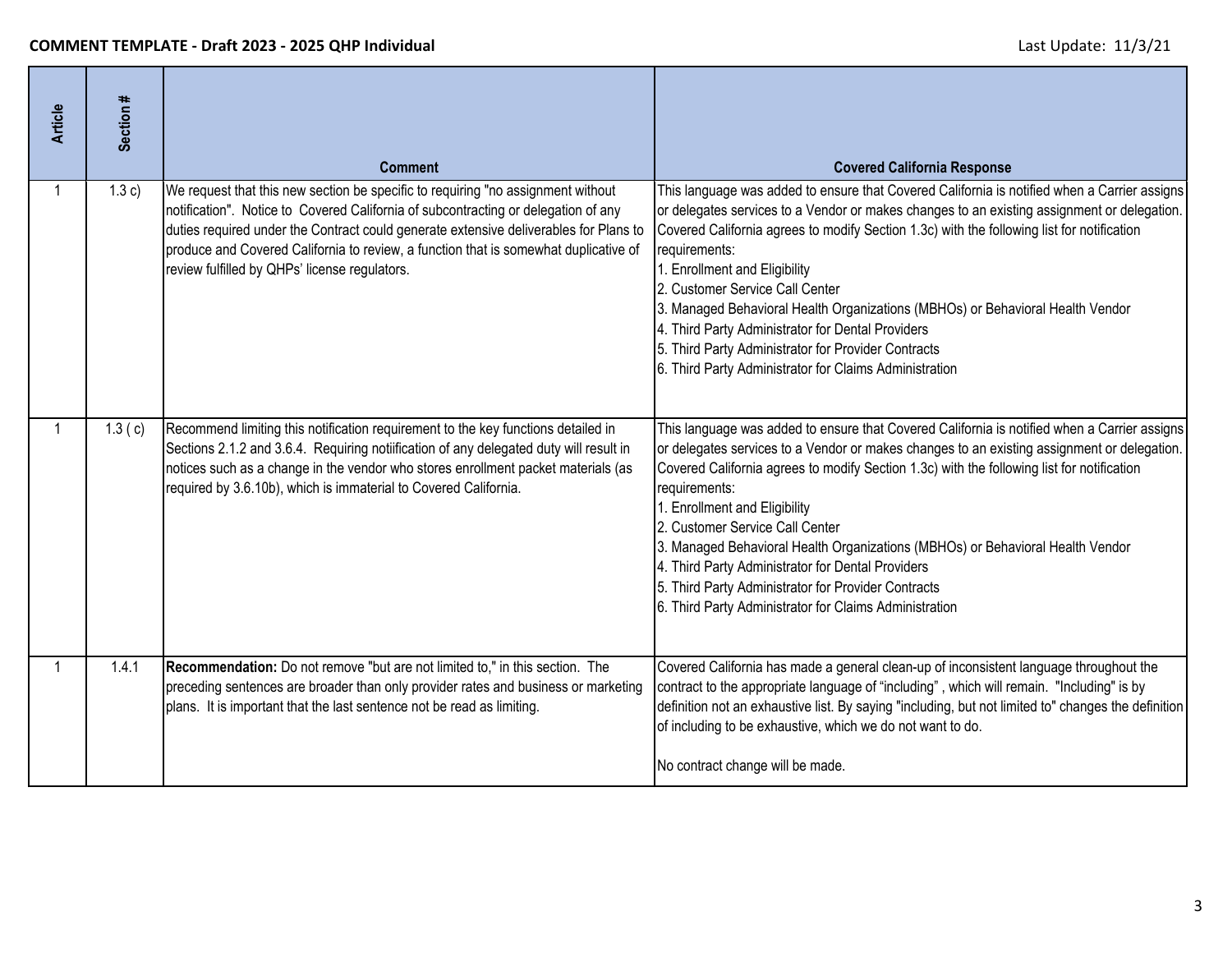**COMMENT TEMPLATE - Draft 2023 - 2025 QHP Individual**

Last Update: 11/3/21

| Article | Section # | Comment | Covered California Response |
|---|---|---|---|
| 1 | 1.3 c) | We request that this new section be specific to requiring "no assignment without notification". Notice to Covered California of subcontracting or delegation of any duties required under the Contract could generate extensive deliverables for Plans to produce and Covered California to review, a function that is somewhat duplicative of review fulfilled by QHPs' license regulators. | This language was added to ensure that Covered California is notified when a Carrier assigns or delegates services to a Vendor or makes changes to an existing assignment or delegation. Covered California agrees to modify Section 1.3c) with the following list for notification requirements:<br>1. Enrollment and Eligibility<br>2. Customer Service Call Center<br>3. Managed Behavioral Health Organizations (MBHOs) or Behavioral Health Vendor<br>4. Third Party Administrator for Dental Providers<br>5. Third Party Administrator for Provider Contracts<br>6. Third Party Administrator for Claims Administration |
| 1 | 1.3 ( c) | Recommend limiting this notification requirement to the key functions detailed in Sections 2.1.2 and 3.6.4. Requiring notiification of any delegated duty will result in notices such as a change in the vendor who stores enrollment packet materials (as required by 3.6.10b), which is immaterial to Covered California. | This language was added to ensure that Covered California is notified when a Carrier assigns or delegates services to a Vendor or makes changes to an existing assignment or delegation. Covered California agrees to modify Section 1.3c) with the following list for notification requirements:<br>1. Enrollment and Eligibility<br>2. Customer Service Call Center<br>3. Managed Behavioral Health Organizations (MBHOs) or Behavioral Health Vendor<br>4. Third Party Administrator for Dental Providers<br>5. Third Party Administrator for Provider Contracts<br>6. Third Party Administrator for Claims Administration |
| 1 | 1.4.1 | **Recommendation:** Do not remove "but are not limited to," in this section. The preceding sentences are broader than only provider rates and business or marketing plans. It is important that the last sentence not be read as limiting. | Covered California has made a general clean-up of inconsistent language throughout the contract to the appropriate language of "including" , which will remain. "Including" is by definition not an exhaustive list. By saying "including, but not limited to" changes the definition of including to be exhaustive, which we do not want to do.<br><br>No contract change will be made. |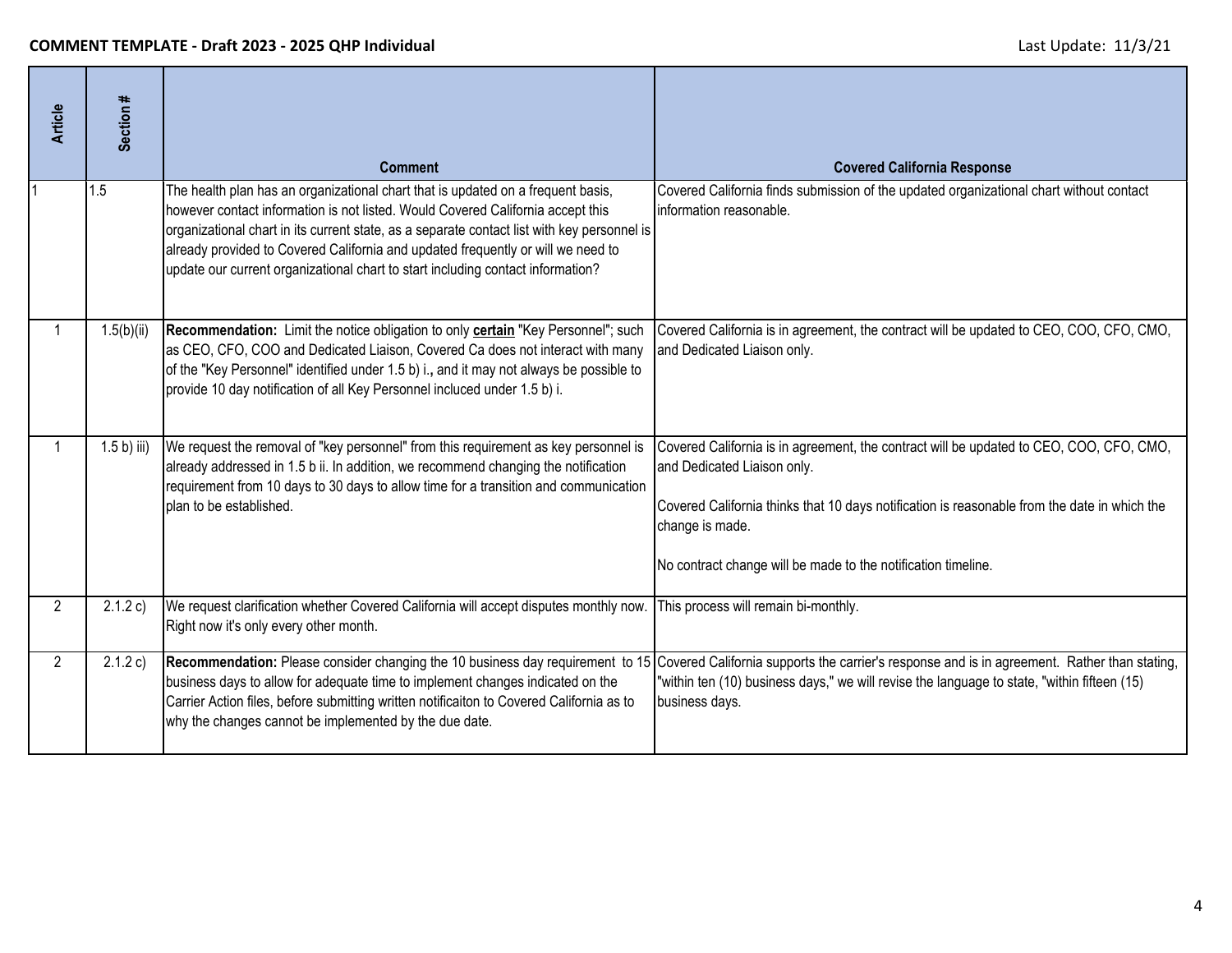**COMMENT TEMPLATE - Draft 2023 - 2025 QHP Individual**

Last Update: 11/3/21

| Article | Section # | Comment | Covered California Response |
|---|---|---|---|
| 1 | 1.5 | The health plan has an organizational chart that is updated on a frequent basis, however contact information is not listed. Would Covered California accept this organizational chart in its current state, as a separate contact list with key personnel is already provided to Covered California and updated frequently or will we need to update our current organizational chart to start including contact information? | Covered California finds submission of the updated organizational chart without contact information reasonable. |
| 1 | 1.5(b)(ii) | **Recommendation:** Limit the notice obligation to only **certain** "Key Personnel"; such as CEO, CFO, COO and Dedicated Liaison, Covered Ca does not interact with many of the "Key Personnel" identified under 1.5 b) i.**,** and it may not always be possible to provide 10 day notification of all Key Personnel incluced under 1.5 b) i. | Covered California is in agreement, the contract will be updated to CEO, COO, CFO, CMO, and Dedicated Liaison only. |
| 1 | 1.5 b) iii) | We request the removal of "key personnel" from this requirement as key personnel is already addressed in 1.5 b ii. In addition, we recommend changing the notification requirement from 10 days to 30 days to allow time for a transition and communication plan to be established. | Covered California is in agreement, the contract will be updated to CEO, COO, CFO, CMO, and Dedicated Liaison only.<br><br>Covered California thinks that 10 days notification is reasonable from the date in which the change is made.<br><br>No contract change will be made to the notification timeline. |
| 2 | 2.1.2 c) | We request clarification whether Covered California will accept disputes monthly now. Right now it's only every other month. | This process will remain bi-monthly. |
| 2 | 2.1.2 c) | **Recommendation:** Please consider changing the 10 business day requirement to 15 business days to allow for adequate time to implement changes indicated on the Carrier Action files, before submitting written notificaiton to Covered California as to why the changes cannot be implemented by the due date. | Covered California supports the carrier's response and is in agreement. Rather than stating, "within ten (10) business days," we will revise the language to state, "within fifteen (15) business days. |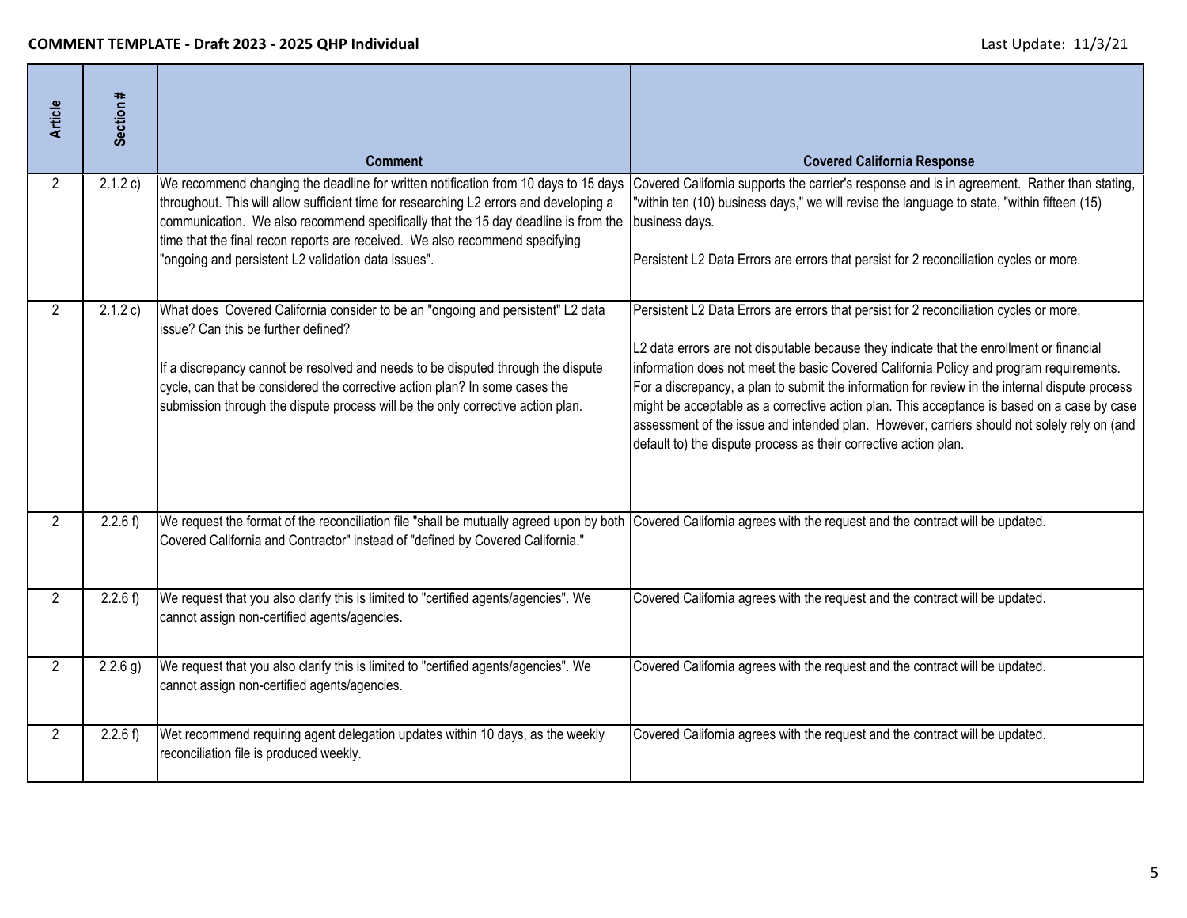**COMMENT TEMPLATE - Draft 2023 - 2025 QHP Individual**

Last Update: 11/3/21

| Article | Section # | Comment | Covered California Response |
|---|---|---|---|
| 2 | 2.1.2 c) | We recommend changing the deadline for written notification from 10 days to 15 days throughout. This will allow sufficient time for researching L2 errors and developing a communication. We also recommend specifically that the 15 day deadline is from the time that the final recon reports are received. We also recommend specifying "ongoing and persistent L2 validation data issues". | Covered California supports the carrier's response and is in agreement. Rather than stating, "within ten (10) business days," we will revise the language to state, "within fifteen (15) business days.<br><br>Persistent L2 Data Errors are errors that persist for 2 reconciliation cycles or more. |
| 2 | 2.1.2 c) | What does Covered California consider to be an "ongoing and persistent" L2 data issue? Can this be further defined?<br><br>If a discrepancy cannot be resolved and needs to be disputed through the dispute cycle, can that be considered the corrective action plan? In some cases the submission through the dispute process will be the only corrective action plan. | Persistent L2 Data Errors are errors that persist for 2 reconciliation cycles or more.<br><br>L2 data errors are not disputable because they indicate that the enrollment or financial information does not meet the basic Covered California Policy and program requirements. For a discrepancy, a plan to submit the information for review in the internal dispute process might be acceptable as a corrective action plan. This acceptance is based on a case by case assessment of the issue and intended plan. However, carriers should not solely rely on (and default to) the dispute process as their corrective action plan. |
| 2 | 2.2.6 f) | We request the format of the reconciliation file "shall be mutually agreed upon by both Covered California and Contractor" instead of "defined by Covered California." | Covered California agrees with the request and the contract will be updated. |
| 2 | 2.2.6 f) | We request that you also clarify this is limited to "certified agents/agencies". We cannot assign non-certified agents/agencies. | Covered California agrees with the request and the contract will be updated. |
| 2 | 2.2.6 g) | We request that you also clarify this is limited to "certified agents/agencies". We cannot assign non-certified agents/agencies. | Covered California agrees with the request and the contract will be updated. |
| 2 | 2.2.6 f) | Wet recommend requiring agent delegation updates within 10 days, as the weekly reconciliation file is produced weekly. | Covered California agrees with the request and the contract will be updated. |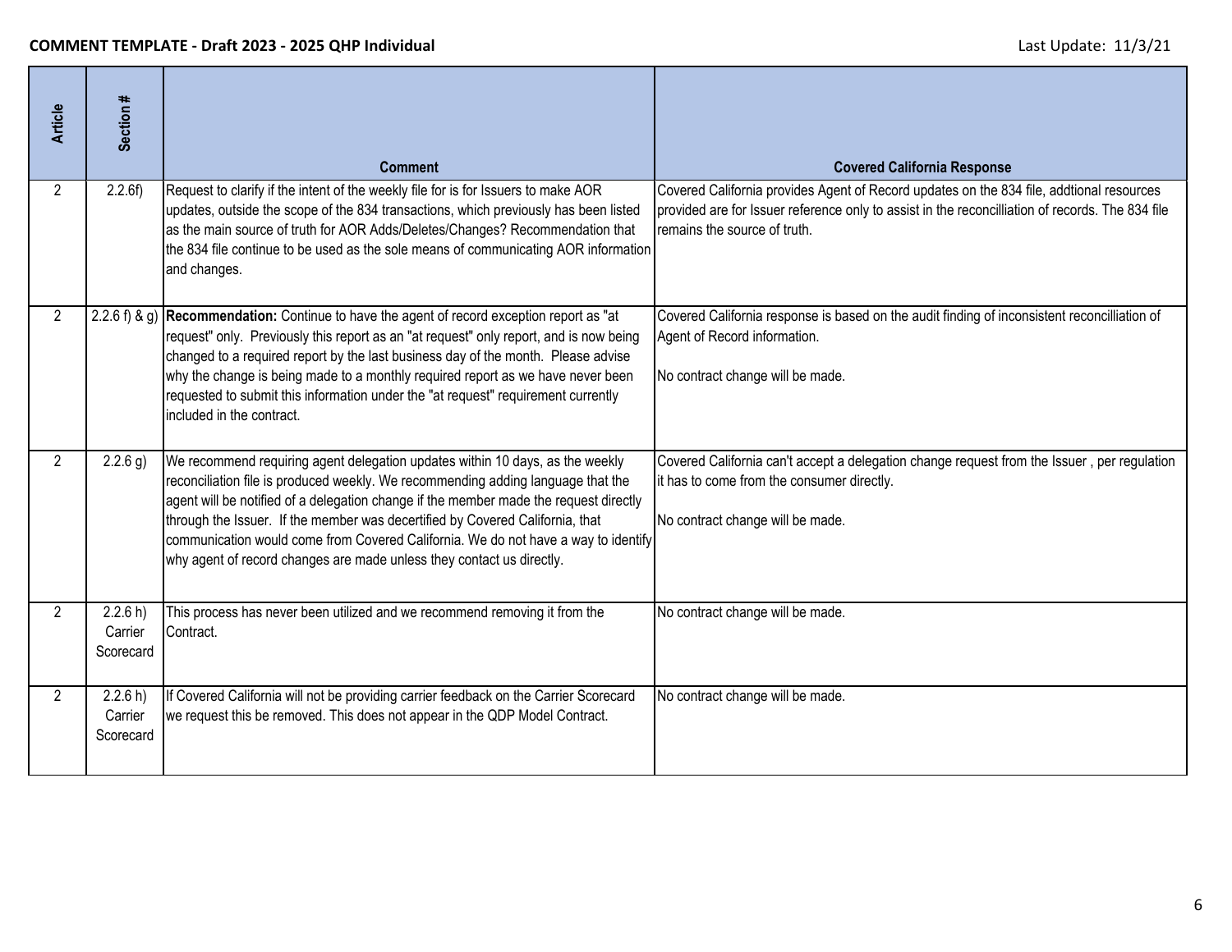**COMMENT TEMPLATE - Draft 2023 - 2025 QHP Individual**

Last Update: 11/3/21

| Article | Section # | Comment | Covered California Response |
| --- | --- | --- | --- |
| 2 | 2.2.6f) | Request to clarify if the intent of the weekly file for is for Issuers to make AOR updates, outside the scope of the 834 transactions, which previously has been listed as the main source of truth for AOR Adds/Deletes/Changes? Recommendation that the 834 file continue to be used as the sole means of communicating AOR information and changes. | Covered California provides Agent of Record updates on the 834 file, addtional resources provided are for Issuer reference only to assist in the reconcilliation of records. The 834 file remains the source of truth. |
| 2 | 2.2.6 f) & g) | **Recommendation:** Continue to have the agent of record exception report as "at request" only. Previously this report as an "at request" only report, and is now being changed to a required report by the last business day of the month. Please advise why the change is being made to a monthly required report as we have never been requested to submit this information under the "at request" requirement currently included in the contract. | Covered California response is based on the audit finding of inconsistent reconcilliation of Agent of Record information.<br><br>No contract change will be made. |
| 2 | 2.2.6 g) | We recommend requiring agent delegation updates within 10 days, as the weekly reconciliation file is produced weekly. We recommending adding language that the agent will be notified of a delegation change if the member made the request directly through the Issuer. If the member was decertified by Covered California, that communication would come from Covered California. We do not have a way to identify why agent of record changes are made unless they contact us directly. | Covered California can't accept a delegation change request from the Issuer , per regulation it has to come from the consumer directly.<br><br>No contract change will be made. |
| 2 | 2.2.6 h) Carrier Scorecard | This process has never been utilized and we recommend removing it from the Contract. | No contract change will be made. |
| 2 | 2.2.6 h) Carrier Scorecard | If Covered California will not be providing carrier feedback on the Carrier Scorecard we request this be removed. This does not appear in the QDP Model Contract. | No contract change will be made. |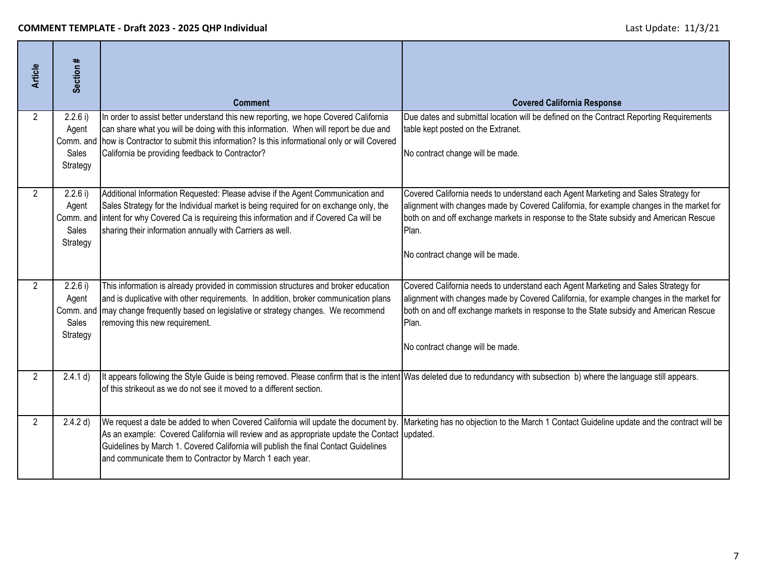**COMMENT TEMPLATE - Draft 2023 - 2025 QHP Individual**

Last Update: 11/3/21

| Article | Section # | Comment | Covered California Response |
|---|---|---|---|
| 2 | 2.2.6 i) Agent Comm. and Sales Strategy | In order to assist better understand this new reporting, we hope Covered California can share what you will be doing with this information. When will report be due and how is Contractor to submit this information? Is this informational only or will Covered California be providing feedback to Contractor? | Due dates and submittal location will be defined on the Contract Reporting Requirements table kept posted on the Extranet.<br><br>No contract change will be made. |
| 2 | 2.2.6 i) Agent Comm. and Sales Strategy | Additional Information Requested: Please advise if the Agent Communication and Sales Strategy for the Individual market is being required for on exchange only, the intent for why Covered Ca is requireing this information and if Covered Ca will be sharing their information annually with Carriers as well. | Covered California needs to understand each Agent Marketing and Sales Strategy for alignment with changes made by Covered California, for example changes in the market for both on and off exchange markets in response to the State subsidy and American Rescue Plan.<br><br>No contract change will be made. |
| 2 | 2.2.6 i) Agent Comm. and Sales Strategy | This information is already provided in commission structures and broker education and is duplicative with other requirements. In addition, broker communication plans may change frequently based on legislative or strategy changes. We recommend removing this new requirement. | Covered California needs to understand each Agent Marketing and Sales Strategy for alignment with changes made by Covered California, for example changes in the market for both on and off exchange markets in response to the State subsidy and American Rescue Plan.<br><br>No contract change will be made. |
| 2 | 2.4.1 d) | It appears following the Style Guide is being removed. Please confirm that is the intent of this strikeout as we do not see it moved to a different section. | Was deleted due to redundancy with subsection b) where the language still appears. |
| 2 | 2.4.2 d) | We request a date be added to when Covered California will update the document by. As an example: Covered California will review and as appropriate update the Contact Guidelines by March 1. Covered California will publish the final Contact Guidelines and communicate them to Contractor by March 1 each year. | Marketing has no objection to the March 1 Contact Guideline update and the contract will be updated. |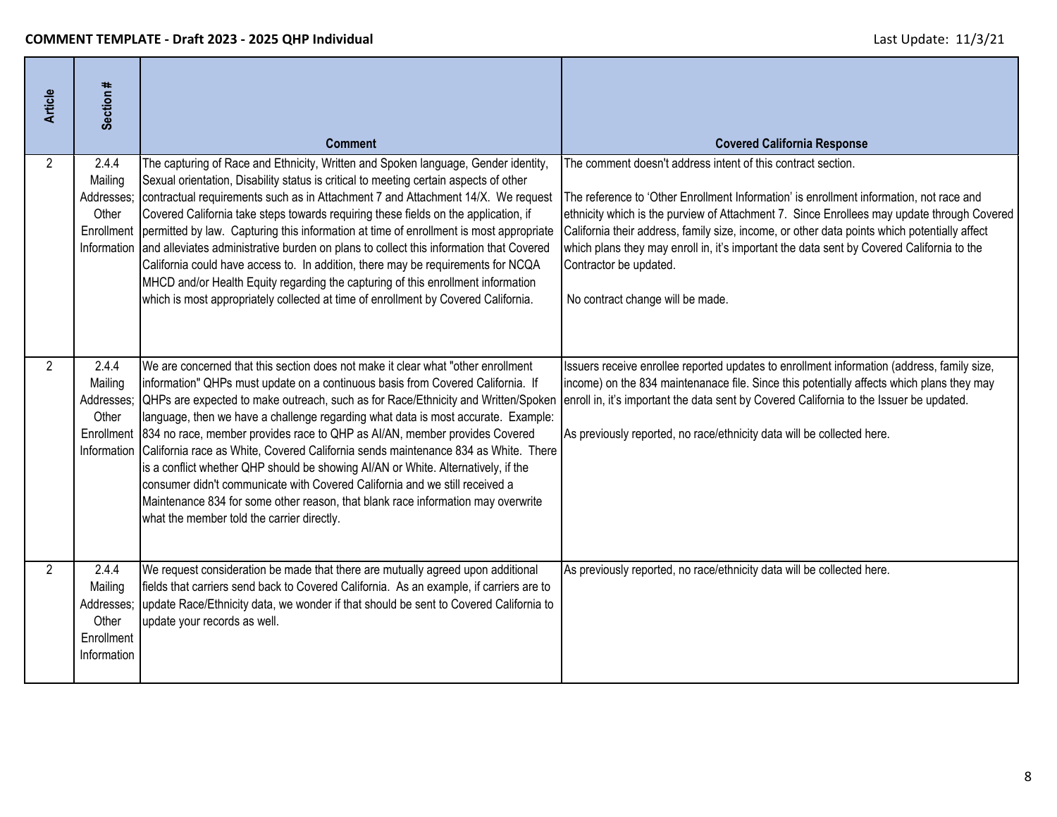**COMMENT TEMPLATE - Draft 2023 - 2025 QHP Individual** Last Update: 11/3/21

| Article | Section # | Comment | Covered California Response |
|---|---|---|---|
| 2 | 2.4.4 Mailing Addresses; Other Enrollment Information | The capturing of Race and Ethnicity, Written and Spoken language, Gender identity, Sexual orientation, Disability status is critical to meeting certain aspects of other contractual requirements such as in Attachment 7 and Attachment 14/X. We request Covered California take steps towards requiring these fields on the application, if permitted by law. Capturing this information at time of enrollment is most appropriate and alleviates administrative burden on plans to collect this information that Covered California could have access to. In addition, there may be requirements for NCQA MHCD and/or Health Equity regarding the capturing of this enrollment information which is most appropriately collected at time of enrollment by Covered California. | The comment doesn't address intent of this contract section.<br><br>The reference to 'Other Enrollment Information' is enrollment information, not race and ethnicity which is the purview of Attachment 7. Since Enrollees may update through Covered California their address, family size, income, or other data points which potentially affect which plans they may enroll in, it's important the data sent by Covered California to the Contractor be updated.<br><br>No contract change will be made. |
| 2 | 2.4.4 Mailing Addresses; Other Enrollment Information | We are concerned that this section does not make it clear what "other enrollment information" QHPs must update on a continuous basis from Covered California. If QHPs are expected to make outreach, such as for Race/Ethnicity and Written/Spoken language, then we have a challenge regarding what data is most accurate. Example: 834 no race, member provides race to QHP as AI/AN, member provides Covered California race as White, Covered California sends maintenance 834 as White. There is a conflict whether QHP should be showing AI/AN or White. Alternatively, if the consumer didn't communicate with Covered California and we still received a Maintenance 834 for some other reason, that blank race information may overwrite what the member told the carrier directly. | Issuers receive enrollee reported updates to enrollment information (address, family size, income) on the 834 maintenanace file. Since this potentially affects which plans they may enroll in, it's important the data sent by Covered California to the Issuer be updated.<br><br>As previously reported, no race/ethnicity data will be collected here. |
| 2 | 2.4.4 Mailing Addresses; Other Enrollment Information | We request consideration be made that there are mutually agreed upon additional fields that carriers send back to Covered California. As an example, if carriers are to update Race/Ethnicity data, we wonder if that should be sent to Covered California to update your records as well. | As previously reported, no race/ethnicity data will be collected here. |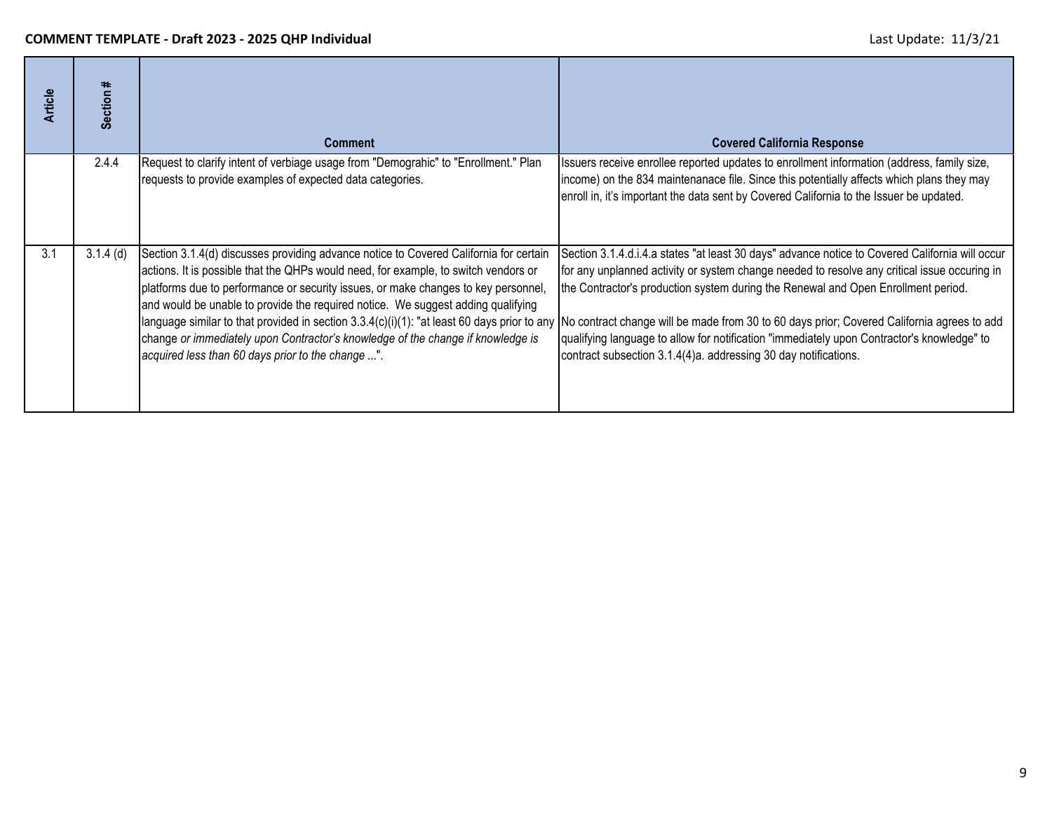| Article | Section # | Comment | Covered California Response |
|---|---|---|---|
| | 2.4.4 | Request to clarify intent of verbiage usage from "Demograhic" to "Enrollment." Plan requests to provide examples of expected data categories. | Issuers receive enrollee reported updates to enrollment information (address, family size, income) on the 834 maintenanace file. Since this potentially affects which plans they may enroll in, it's important the data sent by Covered California to the Issuer be updated. |
| 3.1 | 3.1.4 (d) | Section 3.1.4(d) discusses providing advance notice to Covered California for certain actions. It is possible that the QHPs would need, for example, to switch vendors or platforms due to performance or security issues, or make changes to key personnel, and would be unable to provide the required notice. We suggest adding qualifying language similar to that provided in section 3.3.4(c)(i)(1): "at least 60 days prior to any change *or immediately upon Contractor's knowledge of the change if knowledge is acquired less than 60 days prior to the change* ...". | Section 3.1.4.d.i.4.a states "at least 30 days" advance notice to Covered California will occur for any unplanned activity or system change needed to resolve any critical issue occuring in the Contractor's production system during the Renewal and Open Enrollment period.<br><br>No contract change will be made from 30 to 60 days prior; Covered California agrees to add qualifying language to allow for notification "immediately upon Contractor's knowledge" to contract subsection 3.1.4(4)a. addressing 30 day notifications. |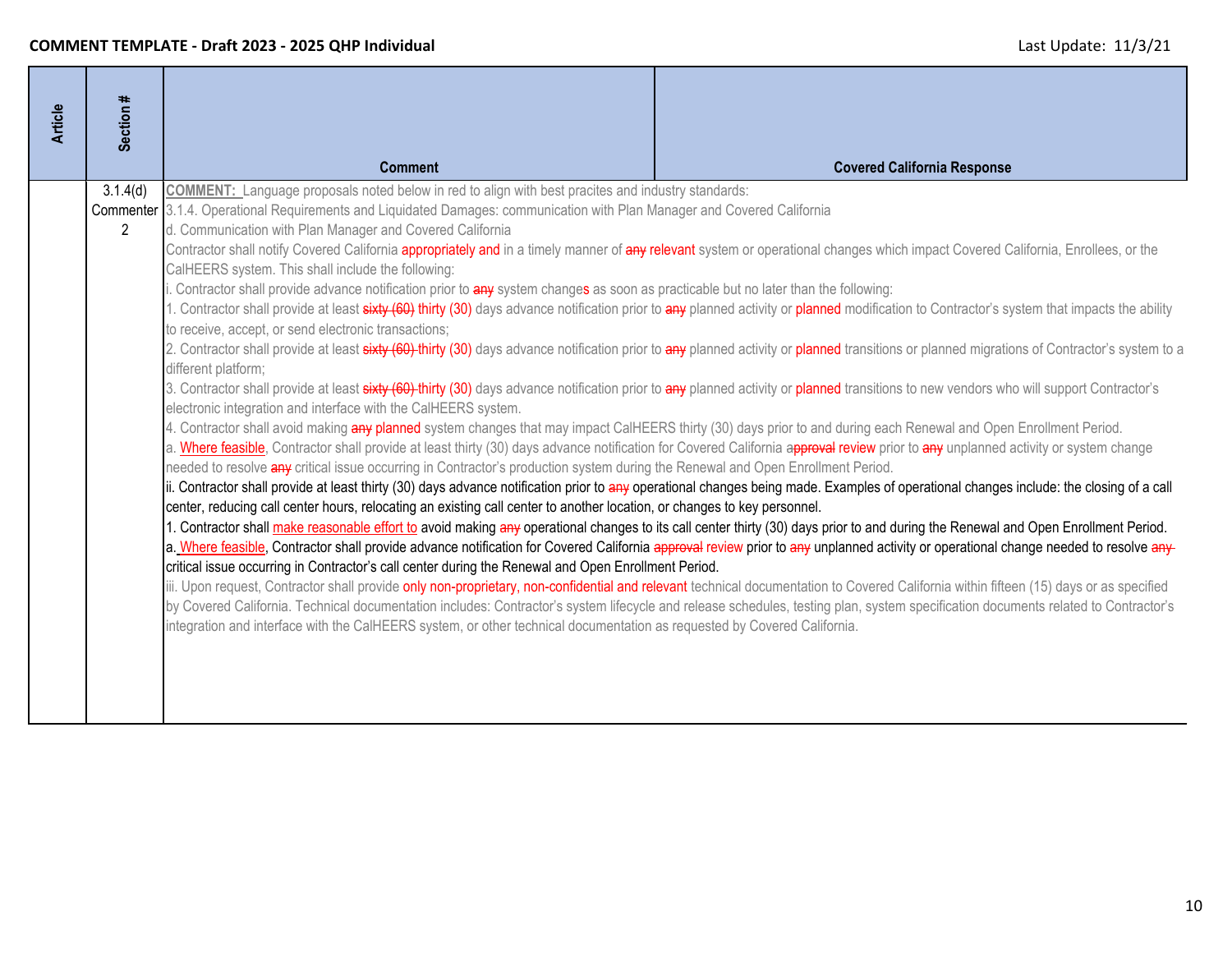**COMMENT TEMPLATE - Draft 2023 - 2025 QHP Individual**

Last Update: 11/3/21

| Article | Section # | Comment | Covered California Response |
|---|---|---|---|
| | 3.1.4(d) Commenter 2 | **COMMENT:** Language proposals noted below in red to align with best pracites and industry standards:<br>3.1.4. Operational Requirements and Liquidated Damages: communication with Plan Manager and Covered California<br>d. Communication with Plan Manager and Covered California<br>Contractor shall notify Covered California appropriately and in a timely manner of ~~any~~ relevant system or operational changes which impact Covered California, Enrollees, or the CalHEERS system. This shall include the following:<br>i. Contractor shall provide advance notification prior to ~~any~~ system changes as soon as practicable but no later than the following:<br>1. Contractor shall provide at least ~~sixty (60)~~ thirty (30) days advance notification prior to ~~any~~ planned activity or planned modification to Contractor's system that impacts the ability to receive, accept, or send electronic transactions;<br>2. Contractor shall provide at least ~~sixty (60)~~ thirty (30) days advance notification prior to ~~any~~ planned activity or planned transitions or planned migrations of Contractor's system to a different platform;<br>3. Contractor shall provide at least ~~sixty (60)~~ thirty (30) days advance notification prior to ~~any~~ planned activity or planned transitions to new vendors who will support Contractor's electronic integration and interface with the CalHEERS system.<br>4. Contractor shall avoid making ~~any~~ planned system changes that may impact CalHEERS thirty (30) days prior to and during each Renewal and Open Enrollment Period.<br>a. Where feasible, Contractor shall provide at least thirty (30) days advance notification for Covered California ~~approval~~ review prior to ~~any~~ unplanned activity or system change needed to resolve ~~any~~ critical issue occurring in Contractor's production system during the Renewal and Open Enrollment Period.<br>ii. Contractor shall provide at least thirty (30) days advance notification prior to ~~any~~ operational changes being made. Examples of operational changes include: the closing of a call center, reducing call center hours, relocating an existing call center to another location, or changes to key personnel.<br>1. Contractor shall make reasonable effort to avoid making ~~any~~ operational changes to its call center thirty (30) days prior to and during the Renewal and Open Enrollment Period.<br>a. Where feasible, Contractor shall provide advance notification for Covered California ~~approval~~ review prior to ~~any~~ unplanned activity or operational change needed to resolve ~~any~~ critical issue occurring in Contractor's call center during the Renewal and Open Enrollment Period.<br>iii. Upon request, Contractor shall provide only non-proprietary, non-confidential and relevant technical documentation to Covered California within fifteen (15) days or as specified by Covered California. Technical documentation includes: Contractor's system lifecycle and release schedules, testing plan, system specification documents related to Contractor's integration and interface with the CalHEERS system, or other technical documentation as requested by Covered California. | |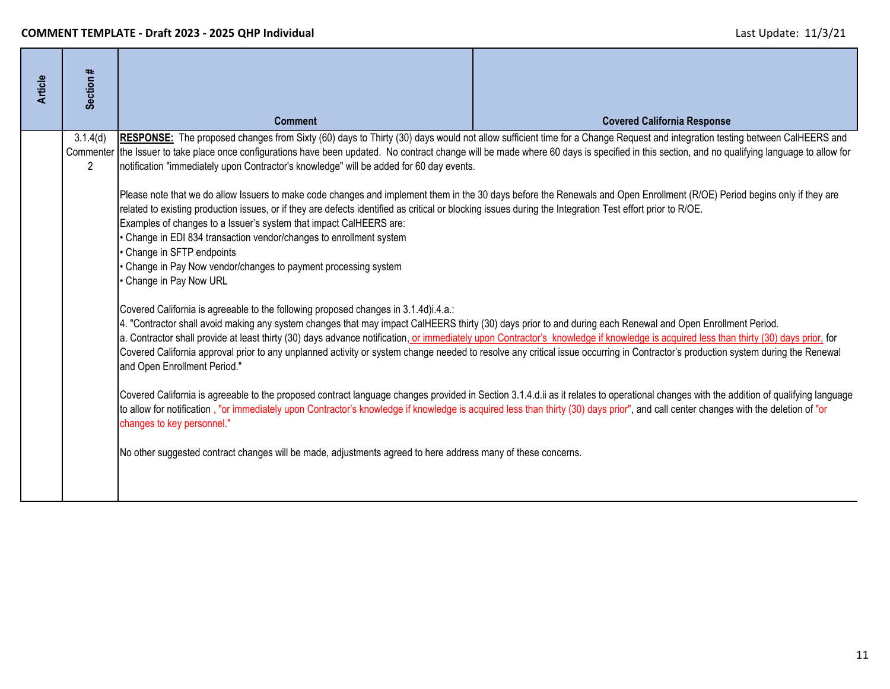**COMMENT TEMPLATE - Draft 2023 - 2025 QHP Individual**

Last Update: 11/3/21

| Article | Section # | Comment | Covered California Response |
|---|---|---|---|
| | 3.1.4(d) Commenter 2 | **RESPONSE:** The proposed changes from Sixty (60) days to Thirty (30) days would not allow sufficient time for a Change Request and integration testing between CalHEERS and the Issuer to take place once configurations have been updated. No contract change will be made where 60 days is specified in this section, and no qualifying language to allow for notification "immediately upon Contractor's knowledge" will be added for 60 day events.<br><br>Please note that we do allow Issuers to make code changes and implement them in the 30 days before the Renewals and Open Enrollment (R/OE) Period begins only if they are related to existing production issues, or if they are defects identified as critical or blocking issues during the Integration Test effort prior to R/OE.<br>Examples of changes to a Issuer's system that impact CalHEERS are:<br>• Change in EDI 834 transaction vendor/changes to enrollment system<br>• Change in SFTP endpoints<br>• Change in Pay Now vendor/changes to payment processing system<br>• Change in Pay Now URL<br><br>Covered California is agreeable to the following proposed changes in 3.1.4d)i.4.a.:<br>4. "Contractor shall avoid making any system changes that may impact CalHEERS thirty (30) days prior to and during each Renewal and Open Enrollment Period.<br>a. Contractor shall provide at least thirty (30) days advance notification, or immediately upon Contractor's knowledge if knowledge is acquired less than thirty (30) days prior, for Covered California approval prior to any unplanned activity or system change needed to resolve any critical issue occurring in Contractor's production system during the Renewal and Open Enrollment Period."<br><br>Covered California is agreeable to the proposed contract language changes provided in Section 3.1.4.d.ii as it relates to operational changes with the addition of qualifying language to allow for notification , "or immediately upon Contractor's knowledge if knowledge is acquired less than thirty (30) days prior", and call center changes with the deletion of "or changes to key personnel."<br><br>No other suggested contract changes will be made, adjustments agreed to here address many of these concerns. | |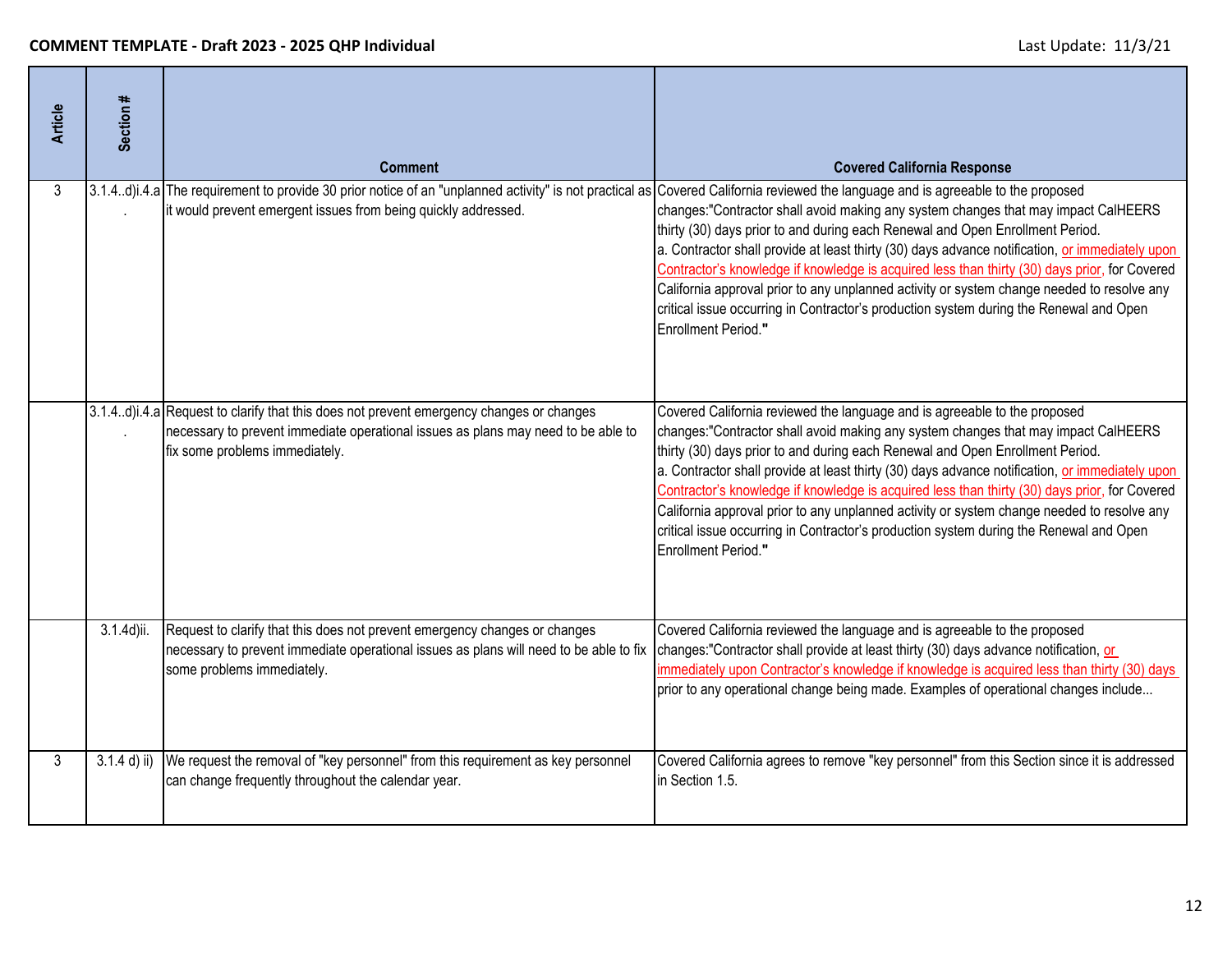**COMMENT TEMPLATE - Draft 2023 - 2025 QHP Individual**

Last Update: 11/3/21

| Article | Section # | Comment | Covered California Response |
|---|---|---|---|
| 3 | 3.1.4..d)i.4.a. | The requirement to provide 30 prior notice of an "unplanned activity" is not practical as it would prevent emergent issues from being quickly addressed. | Covered California reviewed the language and is agreeable to the proposed changes:"Contractor shall avoid making any system changes that may impact CalHEERS thirty (30) days prior to and during each Renewal and Open Enrollment Period. a. Contractor shall provide at least thirty (30) days advance notification, or immediately upon Contractor's knowledge if knowledge is acquired less than thirty (30) days prior, for Covered California approval prior to any unplanned activity or system change needed to resolve any critical issue occurring in Contractor's production system during the Renewal and Open Enrollment Period." |
| | 3.1.4..d)i.4.a. | Request to clarify that this does not prevent emergency changes or changes necessary to prevent immediate operational issues as plans may need to be able to fix some problems immediately. | Covered California reviewed the language and is agreeable to the proposed changes:"Contractor shall avoid making any system changes that may impact CalHEERS thirty (30) days prior to and during each Renewal and Open Enrollment Period. a. Contractor shall provide at least thirty (30) days advance notification, or immediately upon Contractor's knowledge if knowledge is acquired less than thirty (30) days prior, for Covered California approval prior to any unplanned activity or system change needed to resolve any critical issue occurring in Contractor's production system during the Renewal and Open Enrollment Period." |
| | 3.1.4d)ii. | Request to clarify that this does not prevent emergency changes or changes necessary to prevent immediate operational issues as plans will need to be able to fix some problems immediately. | Covered California reviewed the language and is agreeable to the proposed changes:"Contractor shall provide at least thirty (30) days advance notification, or immediately upon Contractor's knowledge if knowledge is acquired less than thirty (30) days prior to any operational change being made. Examples of operational changes include... |
| 3 | 3.1.4 d) ii) | We request the removal of "key personnel" from this requirement as key personnel can change frequently throughout the calendar year. | Covered California agrees to remove "key personnel" from this Section since it is addressed in Section 1.5. |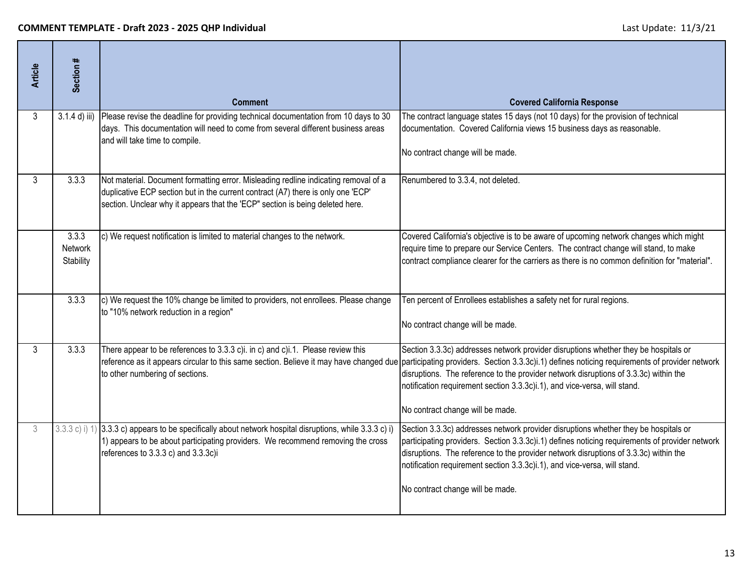**COMMENT TEMPLATE - Draft 2023 - 2025 QHP Individual**

Last Update: 11/3/21

| Article | Section # | Comment | Covered California Response |
|---|---|---|---|
| 3 | 3.1.4 d) iii) | Please revise the deadline for providing technical documentation from 10 days to 30 days. This documentation will need to come from several different business areas and will take time to compile. | The contract language states 15 days (not 10 days) for the provision of technical documentation. Covered California views 15 business days as reasonable.<br><br>No contract change will be made. |
| 3 | 3.3.3 | Not material. Document formatting error. Misleading redline indicating removal of a duplicative ECP section but in the current contract (A7) there is only one 'ECP' section. Unclear why it appears that the 'ECP' section is being deleted here. | Renumbered to 3.3.4, not deleted. |
| | 3.3.3 Network Stability | c) We request notification is limited to material changes to the network. | Covered California's objective is to be aware of upcoming network changes which might require time to prepare our Service Centers. The contract change will stand, to make contract compliance clearer for the carriers as there is no common definition for "material". |
| | 3.3.3 | c) We request the 10% change be limited to providers, not enrollees. Please change to "10% network reduction in a region" | Ten percent of Enrollees establishes a safety net for rural regions.<br><br>No contract change will be made. |
| 3 | 3.3.3 | There appear to be references to 3.3.3 c)i. in c) and c)i.1. Please review this reference as it appears circular to this same section. Believe it may have changed due to other numbering of sections. | Section 3.3.3c) addresses network provider disruptions whether they be hospitals or participating providers. Section 3.3.3c)i.1) defines noticing requirements of provider network disruptions. The reference to the provider network disruptions of 3.3.3c) within the notification requirement section 3.3.3c)i.1), and vice-versa, will stand.<br><br>No contract change will be made. |
| 3 | 3.3.3 c) i) 1) | 3.3.3 c) appears to be specifically about network hospital disruptions, while 3.3.3 c) i) 1) appears to be about participating providers. We recommend removing the cross references to 3.3.3 c) and 3.3.3c)i | Section 3.3.3c) addresses network provider disruptions whether they be hospitals or participating providers. Section 3.3.3c)i.1) defines noticing requirements of provider network disruptions. The reference to the provider network disruptions of 3.3.3c) within the notification requirement section 3.3.3c)i.1), and vice-versa, will stand.<br><br>No contract change will be made. |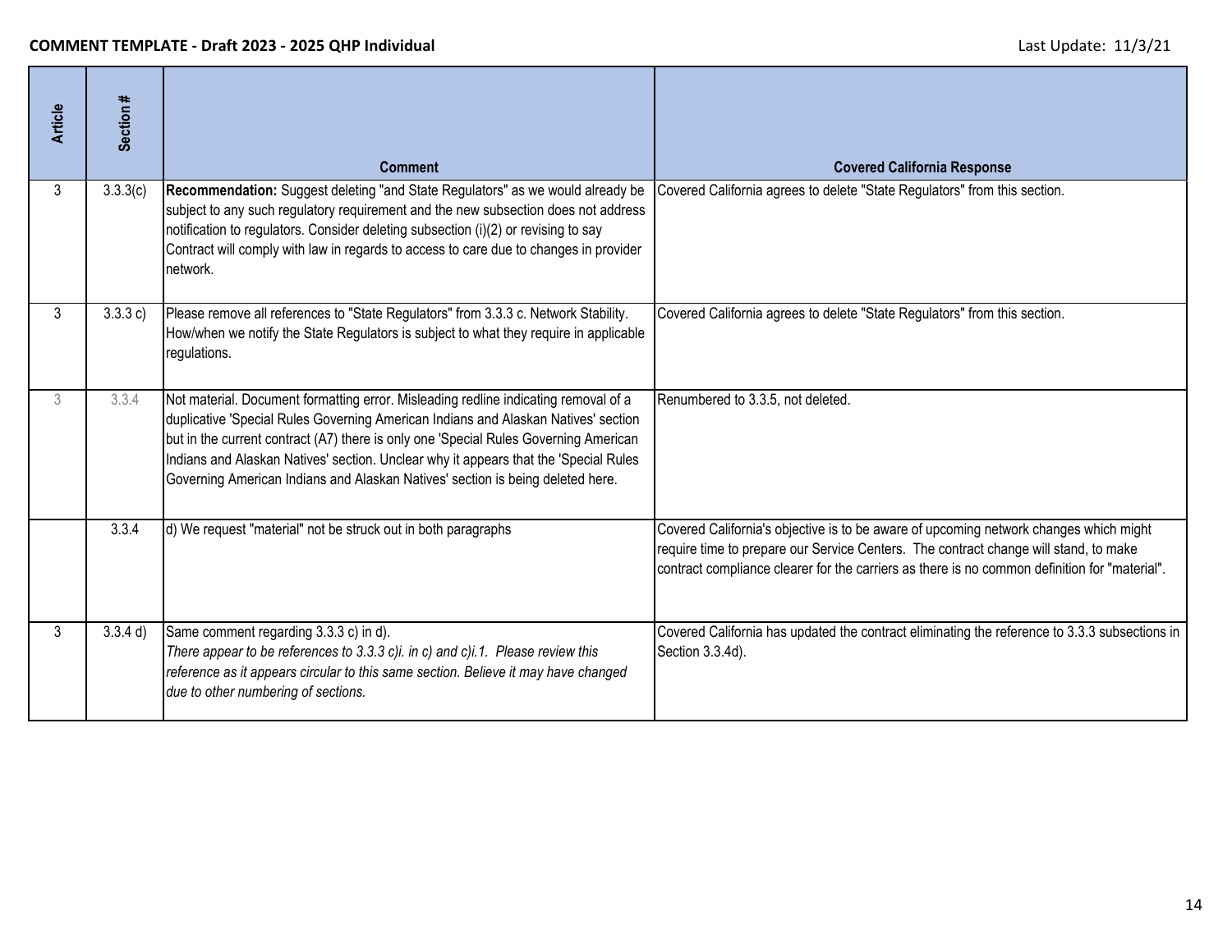**COMMENT TEMPLATE - Draft 2023 - 2025 QHP Individual**

Last Update: 11/3/21

| Article | Section # | Comment | Covered California Response |
|---|---|---|---|
| 3 | 3.3.3(c) | **Recommendation:** Suggest deleting "and State Regulators" as we would already be subject to any such regulatory requirement and the new subsection does not address notification to regulators. Consider deleting subsection (i)(2) or revising to say Contract will comply with law in regards to access to care due to changes in provider network. | Covered California agrees to delete "State Regulators" from this section. |
| 3 | 3.3.3 c) | Please remove all references to "State Regulators" from 3.3.3 c. Network Stability. How/when we notify the State Regulators is subject to what they require in applicable regulations. | Covered California agrees to delete "State Regulators" from this section. |
| 3 | 3.3.4 | Not material. Document formatting error. Misleading redline indicating removal of a duplicative 'Special Rules Governing American Indians and Alaskan Natives' section but in the current contract (A7) there is only one 'Special Rules Governing American Indians and Alaskan Natives' section. Unclear why it appears that the 'Special Rules Governing American Indians and Alaskan Natives' section is being deleted here. | Renumbered to 3.3.5, not deleted. |
| | 3.3.4 | d) We request "material" not be struck out in both paragraphs | Covered California's objective is to be aware of upcoming network changes which might require time to prepare our Service Centers. The contract change will stand, to make contract compliance clearer for the carriers as there is no common definition for "material". |
| 3 | 3.3.4 d) | Same comment regarding 3.3.3 c) in d).<br>*There appear to be references to 3.3.3 c)i. in c) and c)i.1. Please review this reference as it appears circular to this same section. Believe it may have changed due to other numbering of sections.* | Covered California has updated the contract eliminating the reference to 3.3.3 subsections in Section 3.3.4d). |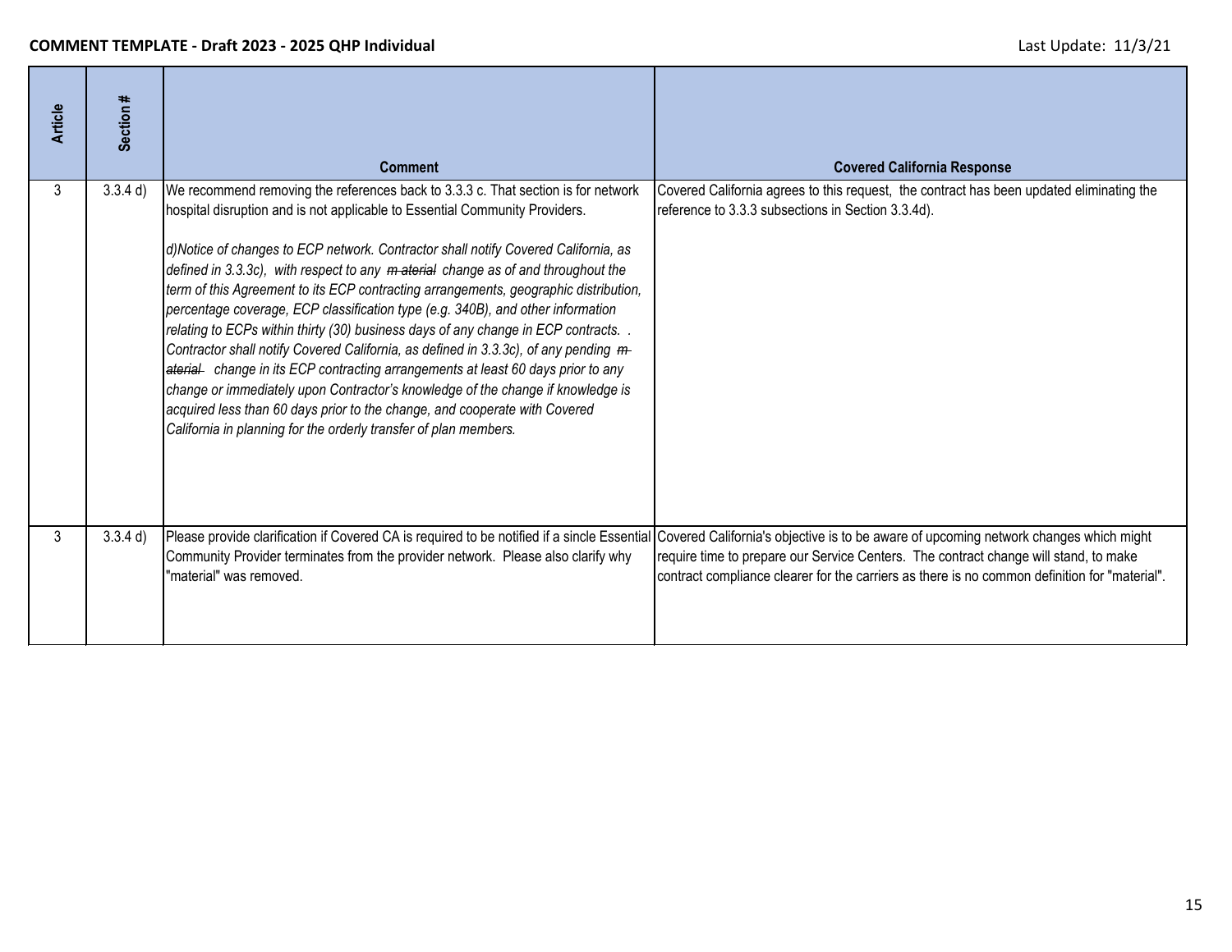**COMMENT TEMPLATE - Draft 2023 - 2025 QHP Individual**

Last Update: 11/3/21

| Article | Section # | Comment | Covered California Response |
|---|---|---|---|
| 3 | 3.3.4 d) | We recommend removing the references back to 3.3.3 c. That section is for network hospital disruption and is not applicable to Essential Community Providers.<br><br>*d)Notice of changes to ECP network. Contractor shall notify Covered California, as defined in 3.3.3c), with respect to any ~~m aterial~~ change as of and throughout the term of this Agreement to its ECP contracting arrangements, geographic distribution, percentage coverage, ECP classification type (e.g. 340B), and other information relating to ECPs within thirty (30) business days of any change in ECP contracts. . Contractor shall notify Covered California, as defined in 3.3.3c), of any pending ~~m aterial~~ change in its ECP contracting arrangements at least 60 days prior to any change or immediately upon Contractor's knowledge of the change if knowledge is acquired less than 60 days prior to the change, and cooperate with Covered California in planning for the orderly transfer of plan members.* | Covered California agrees to this request, the contract has been updated eliminating the reference to 3.3.3 subsections in Section 3.3.4d). |
| 3 | 3.3.4 d) | Please provide clarification if Covered CA is required to be notified if a sincle Essential Community Provider terminates from the provider network. Please also clarify why "material" was removed. | Covered California's objective is to be aware of upcoming network changes which might require time to prepare our Service Centers. The contract change will stand, to make contract compliance clearer for the carriers as there is no common definition for "material". |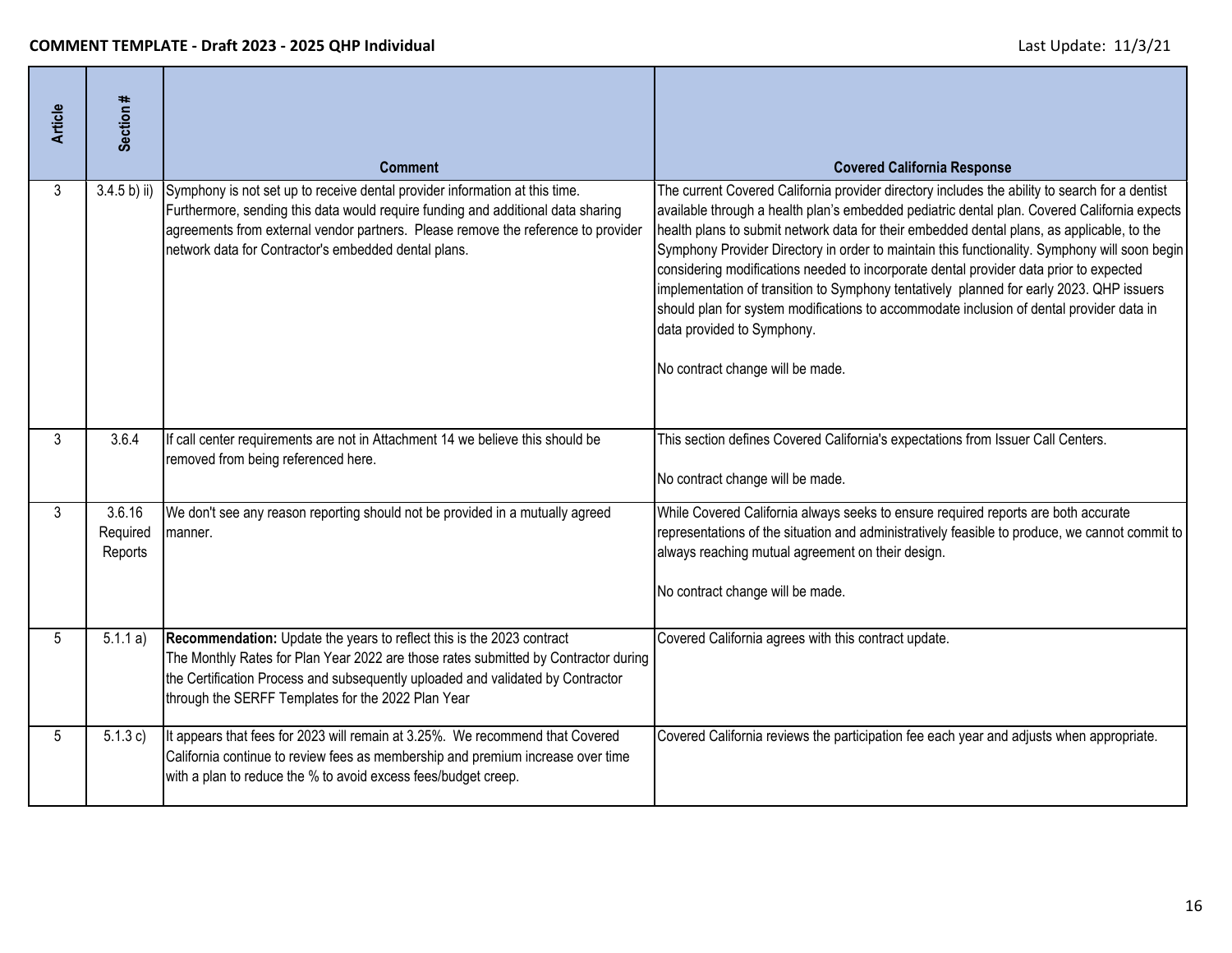**COMMENT TEMPLATE - Draft 2023 - 2025 QHP Individual** Last Update: 11/3/21

| Article | Section # | Comment | Covered California Response |
|---|---|---|---|
| 3 | 3.4.5 b) ii) | Symphony is not set up to receive dental provider information at this time. Furthermore, sending this data would require funding and additional data sharing agreements from external vendor partners. Please remove the reference to provider network data for Contractor's embedded dental plans. | The current Covered California provider directory includes the ability to search for a dentist available through a health plan's embedded pediatric dental plan. Covered California expects health plans to submit network data for their embedded dental plans, as applicable, to the Symphony Provider Directory in order to maintain this functionality. Symphony will soon begin considering modifications needed to incorporate dental provider data prior to expected implementation of transition to Symphony tentatively planned for early 2023. QHP issuers should plan for system modifications to accommodate inclusion of dental provider data in data provided to Symphony.<br><br>No contract change will be made. |
| 3 | 3.6.4 | If call center requirements are not in Attachment 14 we believe this should be removed from being referenced here. | This section defines Covered California's expectations from Issuer Call Centers.<br><br>No contract change will be made. |
| 3 | 3.6.16 Required Reports | We don't see any reason reporting should not be provided in a mutually agreed manner. | While Covered California always seeks to ensure required reports are both accurate representations of the situation and administratively feasible to produce, we cannot commit to always reaching mutual agreement on their design.<br><br>No contract change will be made. |
| 5 | 5.1.1 a) | **Recommendation:** Update the years to reflect this is the 2023 contract<br>The Monthly Rates for Plan Year 2022 are those rates submitted by Contractor during the Certification Process and subsequently uploaded and validated by Contractor through the SERFF Templates for the 2022 Plan Year | Covered California agrees with this contract update. |
| 5 | 5.1.3 c) | It appears that fees for 2023 will remain at 3.25%. We recommend that Covered California continue to review fees as membership and premium increase over time with a plan to reduce the % to avoid excess fees/budget creep. | Covered California reviews the participation fee each year and adjusts when appropriate. |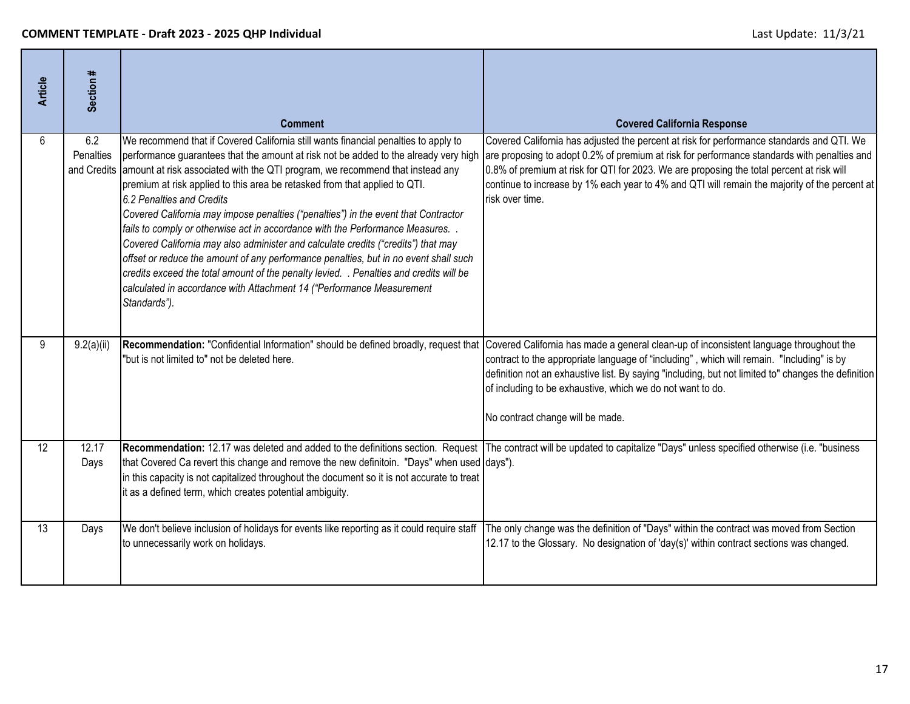**COMMENT TEMPLATE - Draft 2023 - 2025 QHP Individual** Last Update: 11/3/21

| Article | Section # | Comment | Covered California Response |
|---|---|---|---|
| 6 | 6.2 Penalties and Credits | We recommend that if Covered California still wants financial penalties to apply to performance guarantees that the amount at risk not be added to the already very high amount at risk associated with the QTI program, we recommend that instead any premium at risk applied to this area be retasked from that applied to QTI.<br>*6.2 Penalties and Credits*<br>*Covered California may impose penalties ("penalties") in the event that Contractor fails to comply or otherwise act in accordance with the Performance Measures. . Covered California may also administer and calculate credits ("credits") that may offset or reduce the amount of any performance penalties, but in no event shall such credits exceed the total amount of the penalty levied. . Penalties and credits will be calculated in accordance with Attachment 14 ("Performance Measurement Standards").* | Covered California has adjusted the percent at risk for performance standards and QTI. We are proposing to adopt 0.2% of premium at risk for performance standards with penalties and 0.8% of premium at risk for QTI for 2023. We are proposing the total percent at risk will continue to increase by 1% each year to 4% and QTI will remain the majority of the percent at risk over time. |
| 9 | 9.2(a)(ii) | **Recommendation:** "Confidential Information" should be defined broadly, request that "but is not limited to" not be deleted here. | Covered California has made a general clean-up of inconsistent language throughout the contract to the appropriate language of "including" , which will remain. "Including" is by definition not an exhaustive list. By saying "including, but not limited to" changes the definition of including to be exhaustive, which we do not want to do.<br><br>No contract change will be made. |
| 12 | 12.17 Days | **Recommendation:** 12.17 was deleted and added to the definitions section. Request that Covered Ca revert this change and remove the new definitoin. "Days" when used in this capacity is not capitalized throughout the document so it is not accurate to treat it as a defined term, which creates potential ambiguity. | The contract will be updated to capitalize "Days" unless specified otherwise (i.e. "business days"). |
| 13 | Days | We don't believe inclusion of holidays for events like reporting as it could require staff to unnecessarily work on holidays. | The only change was the definition of "Days" within the contract was moved from Section 12.17 to the Glossary. No designation of 'day(s)' within contract sections was changed. |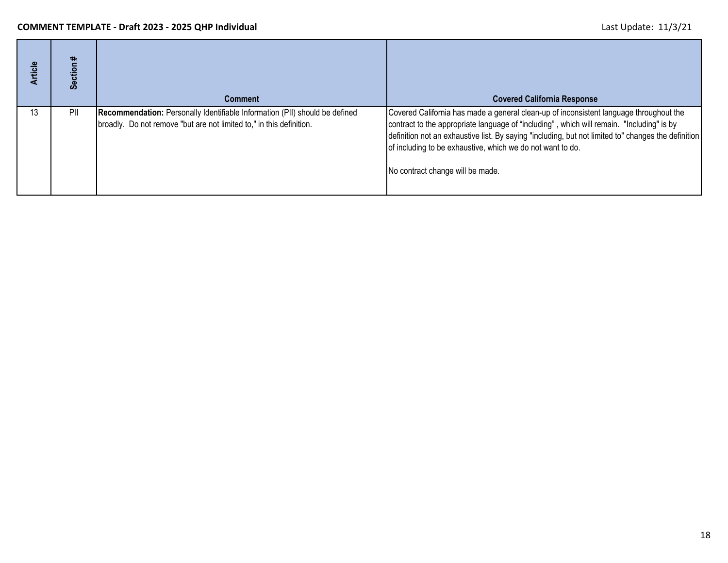**COMMENT TEMPLATE - Draft 2023 - 2025 QHP Individual**

Last Update: 11/3/21

| Article | Section # | Comment | Covered California Response |
|---|---|---|---|
| 13 | PII | **Recommendation:** Personally Identifiable Information (PII) should be defined broadly. Do not remove "but are not limited to," in this definition. | Covered California has made a general clean-up of inconsistent language throughout the contract to the appropriate language of "including" , which will remain. "Including" is by definition not an exhaustive list. By saying "including, but not limited to" changes the definition of including to be exhaustive, which we do not want to do.<br><br>No contract change will be made. |